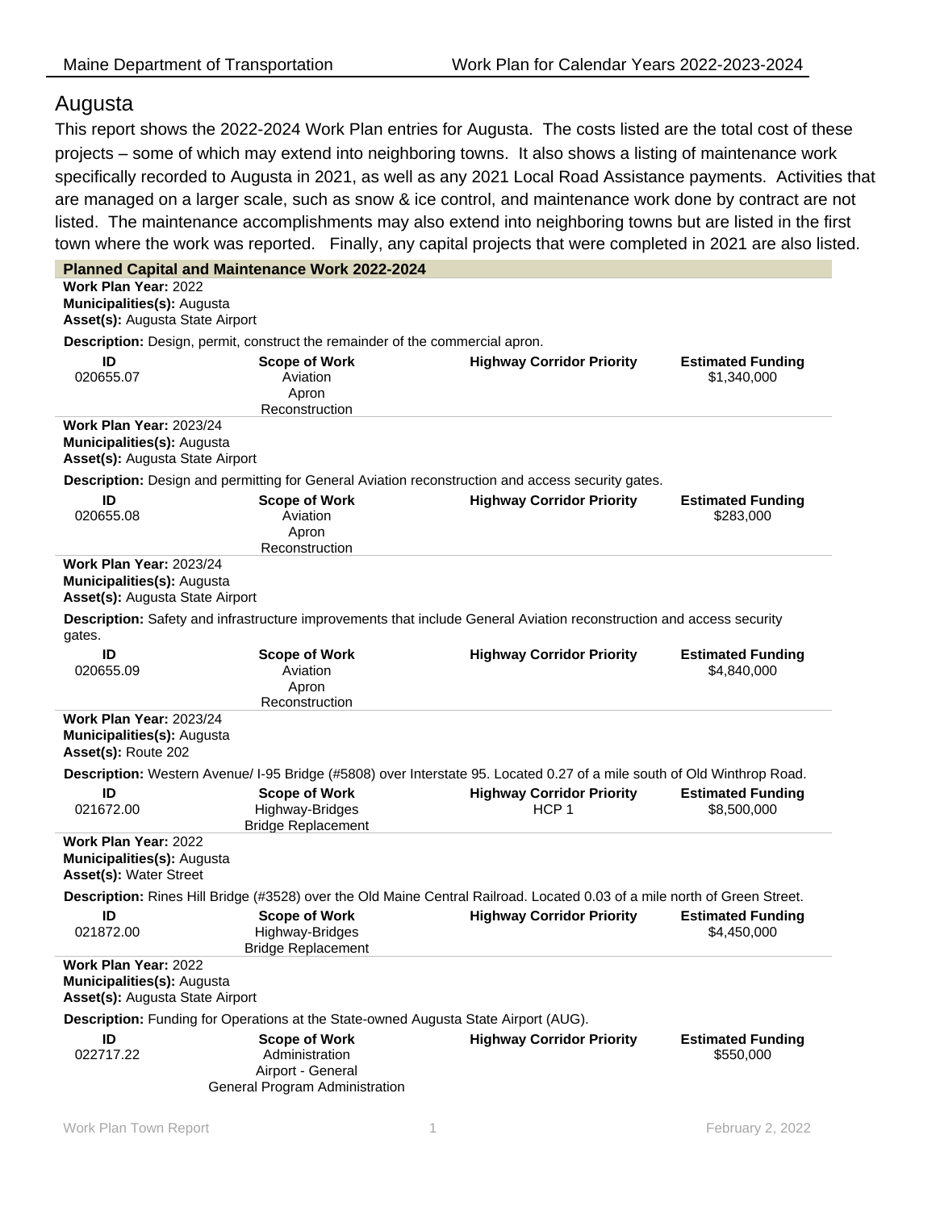# Augusta

This report shows the 2022-2024 Work Plan entries for Augusta. The costs listed are the total cost of these projects – some of which may extend into neighboring towns. It also shows a listing of maintenance work specifically recorded to Augusta in 2021, as well as any 2021 Local Road Assistance payments. Activities that are managed on a larger scale, such as snow & ice control, and maintenance work done by contract are not listed. The maintenance accomplishments may also extend into neighboring towns but are listed in the first town where the work was reported. Finally, any capital projects that were completed in 2021 are also listed.

## Planned Capital and Maintenance Work 2022-2024

**Work Plan Year:** 2022
**Municipalities(s):** Augusta
**Asset(s):** Augusta State Airport

**Description:** Design, permit, construct the remainder of the commercial apron.

| ID | Scope of Work | Highway Corridor Priority | Estimated Funding |
|---|---|---|---|
| 020655.07 | Aviation Apron Reconstruction | | $1,340,000 |

**Work Plan Year:** 2023/24
**Municipalities(s):** Augusta
**Asset(s):** Augusta State Airport

**Description:** Design and permitting for General Aviation reconstruction and access security gates.

| ID | Scope of Work | Highway Corridor Priority | Estimated Funding |
|---|---|---|---|
| 020655.08 | Aviation Apron Reconstruction | | $283,000 |

**Work Plan Year:** 2023/24
**Municipalities(s):** Augusta
**Asset(s):** Augusta State Airport

**Description:** Safety and infrastructure improvements that include General Aviation reconstruction and access security gates.

| ID | Scope of Work | Highway Corridor Priority | Estimated Funding |
|---|---|---|---|
| 020655.09 | Aviation Apron Reconstruction | | $4,840,000 |

**Work Plan Year:** 2023/24
**Municipalities(s):** Augusta
**Asset(s):** Route 202

**Description:** Western Avenue/ I-95 Bridge (#5808) over Interstate 95. Located 0.27 of a mile south of Old Winthrop Road.

| ID | Scope of Work | Highway Corridor Priority | Estimated Funding |
|---|---|---|---|
| 021672.00 | Highway-Bridges Bridge Replacement | HCP 1 | $8,500,000 |

**Work Plan Year:** 2022
**Municipalities(s):** Augusta
**Asset(s):** Water Street

**Description:** Rines Hill Bridge (#3528) over the Old Maine Central Railroad. Located 0.03 of a mile north of Green Street.

| ID | Scope of Work | Highway Corridor Priority | Estimated Funding |
|---|---|---|---|
| 021872.00 | Highway-Bridges Bridge Replacement | | $4,450,000 |

**Work Plan Year:** 2022
**Municipalities(s):** Augusta
**Asset(s):** Augusta State Airport

**Description:** Funding for Operations at the State-owned Augusta State Airport (AUG).

| ID | Scope of Work | Highway Corridor Priority | Estimated Funding |
|---|---|---|---|
| 022717.22 | Administration Airport - General General Program Administration | | $550,000 |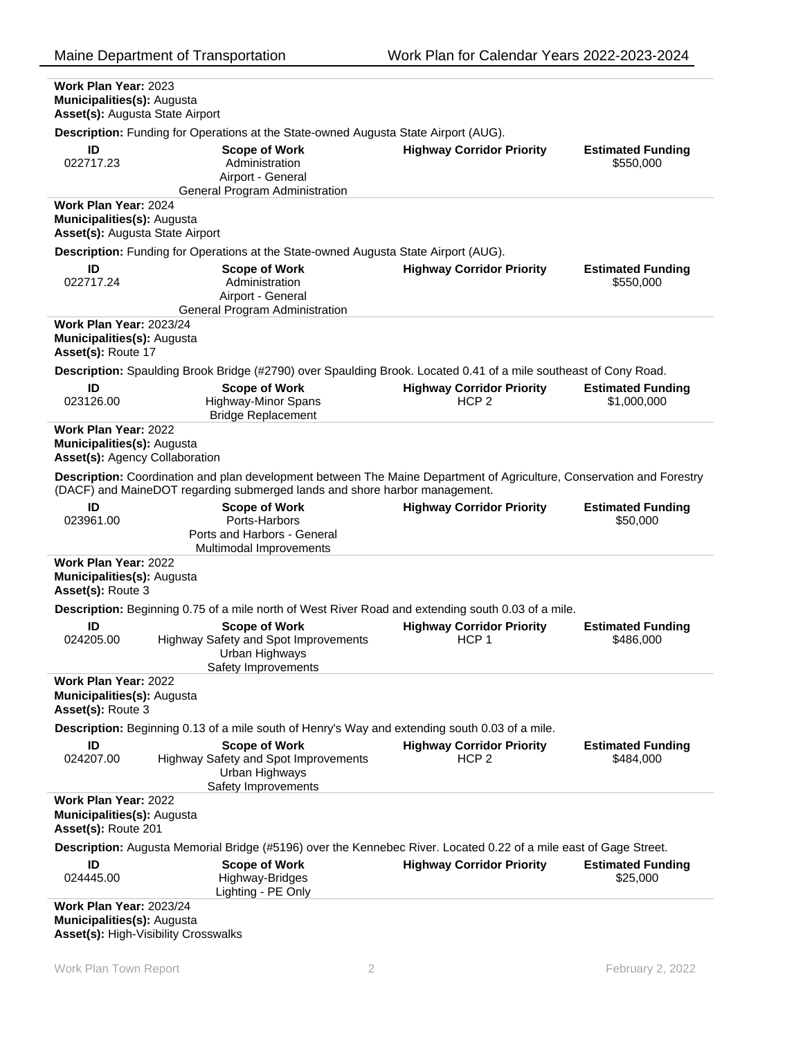**Work Plan Year:** 2023
**Municipalities(s):** Augusta
**Asset(s):** Augusta State Airport

**Description:** Funding for Operations at the State-owned Augusta State Airport (AUG).

| ID | Scope of Work | Highway Corridor Priority | Estimated Funding |
|---|---|---|---|
| 022717.23 | Administration<br>Airport - General<br>General Program Administration | | $550,000 |

**Work Plan Year:** 2024
**Municipalities(s):** Augusta
**Asset(s):** Augusta State Airport

**Description:** Funding for Operations at the State-owned Augusta State Airport (AUG).

| ID | Scope of Work | Highway Corridor Priority | Estimated Funding |
|---|---|---|---|
| 022717.24 | Administration<br>Airport - General<br>General Program Administration | | $550,000 |

**Work Plan Year:** 2023/24
**Municipalities(s):** Augusta
**Asset(s):** Route 17

**Description:** Spaulding Brook Bridge (#2790) over Spaulding Brook. Located 0.41 of a mile southeast of Cony Road.

| ID | Scope of Work | Highway Corridor Priority | Estimated Funding |
|---|---|---|---|
| 023126.00 | Highway-Minor Spans<br>Bridge Replacement | HCP 2 | $1,000,000 |

**Work Plan Year:** 2022
**Municipalities(s):** Augusta
**Asset(s):** Agency Collaboration

**Description:** Coordination and plan development between The Maine Department of Agriculture, Conservation and Forestry (DACF) and MaineDOT regarding submerged lands and shore harbor management.

| ID | Scope of Work | Highway Corridor Priority | Estimated Funding |
|---|---|---|---|
| 023961.00 | Ports-Harbors<br>Ports and Harbors - General<br>Multimodal Improvements | | $50,000 |

**Work Plan Year:** 2022
**Municipalities(s):** Augusta
**Asset(s):** Route 3

**Description:** Beginning 0.75 of a mile north of West River Road and extending south 0.03 of a mile.

| ID | Scope of Work | Highway Corridor Priority | Estimated Funding |
|---|---|---|---|
| 024205.00 | Highway Safety and Spot Improvements<br>Urban Highways<br>Safety Improvements | HCP 1 | $486,000 |

**Work Plan Year:** 2022
**Municipalities(s):** Augusta
**Asset(s):** Route 3

**Description:** Beginning 0.13 of a mile south of Henry's Way and extending south 0.03 of a mile.

| ID | Scope of Work | Highway Corridor Priority | Estimated Funding |
|---|---|---|---|
| 024207.00 | Highway Safety and Spot Improvements<br>Urban Highways<br>Safety Improvements | HCP 2 | $484,000 |

**Work Plan Year:** 2022
**Municipalities(s):** Augusta
**Asset(s):** Route 201

**Description:** Augusta Memorial Bridge (#5196) over the Kennebec River. Located 0.22 of a mile east of Gage Street.

| ID | Scope of Work | Highway Corridor Priority | Estimated Funding |
|---|---|---|---|
| 024445.00 | Highway-Bridges<br>Lighting - PE Only | | $25,000 |

**Work Plan Year:** 2023/24
**Municipalities(s):** Augusta
**Asset(s):** High-Visibility Crosswalks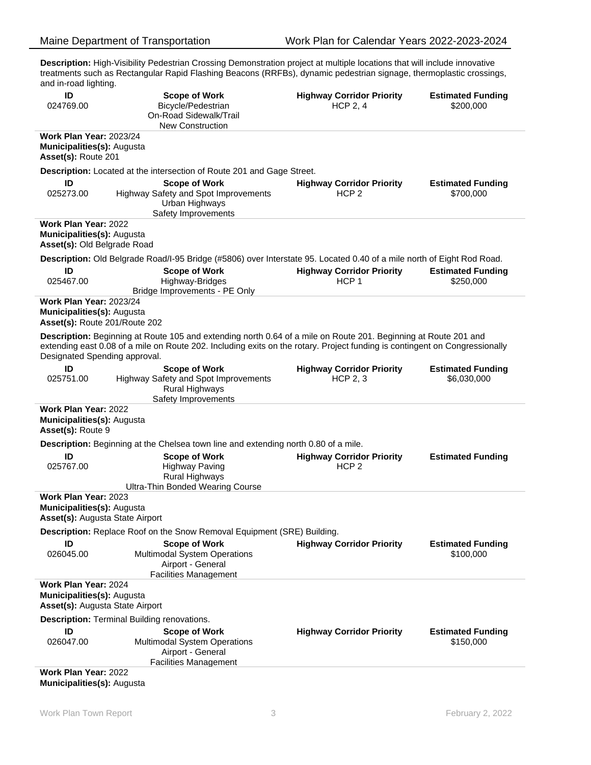**Description:** High-Visibility Pedestrian Crossing Demonstration project at multiple locations that will include innovative treatments such as Rectangular Rapid Flashing Beacons (RRFBs), dynamic pedestrian signage, thermoplastic crossings, and in-road lighting.

| ID | Scope of Work | Highway Corridor Priority | Estimated Funding |
|---|---|---|---|
| 024769.00 | Bicycle/Pedestrian<br>On-Road Sidewalk/Trail<br>New Construction | HCP 2, 4 | $200,000 |

**Work Plan Year:** 2023/24
**Municipalities(s):** Augusta
**Asset(s):** Route 201

**Description:** Located at the intersection of Route 201 and Gage Street.

| ID | Scope of Work | Highway Corridor Priority | Estimated Funding |
|---|---|---|---|
| 025273.00 | Highway Safety and Spot Improvements<br>Urban Highways<br>Safety Improvements | HCP 2 | $700,000 |

**Work Plan Year:** 2022
**Municipalities(s):** Augusta
**Asset(s):** Old Belgrade Road

**Description:** Old Belgrade Road/I-95 Bridge (#5806) over Interstate 95. Located 0.40 of a mile north of Eight Rod Road.

| ID | Scope of Work | Highway Corridor Priority | Estimated Funding |
|---|---|---|---|
| 025467.00 | Highway-Bridges<br>Bridge Improvements - PE Only | HCP 1 | $250,000 |

**Work Plan Year:** 2023/24
**Municipalities(s):** Augusta
**Asset(s):** Route 201/Route 202

**Description:** Beginning at Route 105 and extending north 0.64 of a mile on Route 201. Beginning at Route 201 and extending east 0.08 of a mile on Route 202. Including exits on the rotary. Project funding is contingent on Congressionally Designated Spending approval.

| ID | Scope of Work | Highway Corridor Priority | Estimated Funding |
|---|---|---|---|
| 025751.00 | Highway Safety and Spot Improvements<br>Rural Highways<br>Safety Improvements | HCP 2, 3 | $6,030,000 |

**Work Plan Year:** 2022
**Municipalities(s):** Augusta
**Asset(s):** Route 9

**Description:** Beginning at the Chelsea town line and extending north 0.80 of a mile.

| ID | Scope of Work | Highway Corridor Priority | Estimated Funding |
|---|---|---|---|
| 025767.00 | Highway Paving<br>Rural Highways<br>Ultra-Thin Bonded Wearing Course | HCP 2 | |

**Work Plan Year:** 2023
**Municipalities(s):** Augusta
**Asset(s):** Augusta State Airport

**Description:** Replace Roof on the Snow Removal Equipment (SRE) Building.

| ID | Scope of Work | Highway Corridor Priority | Estimated Funding |
|---|---|---|---|
| 026045.00 | Multimodal System Operations<br>Airport - General<br>Facilities Management | | $100,000 |

**Work Plan Year:** 2024
**Municipalities(s):** Augusta
**Asset(s):** Augusta State Airport

**Description:** Terminal Building renovations.

| ID | Scope of Work | Highway Corridor Priority | Estimated Funding |
|---|---|---|---|
| 026047.00 | Multimodal System Operations<br>Airport - General<br>Facilities Management | | $150,000 |

**Work Plan Year:** 2022
**Municipalities(s):** Augusta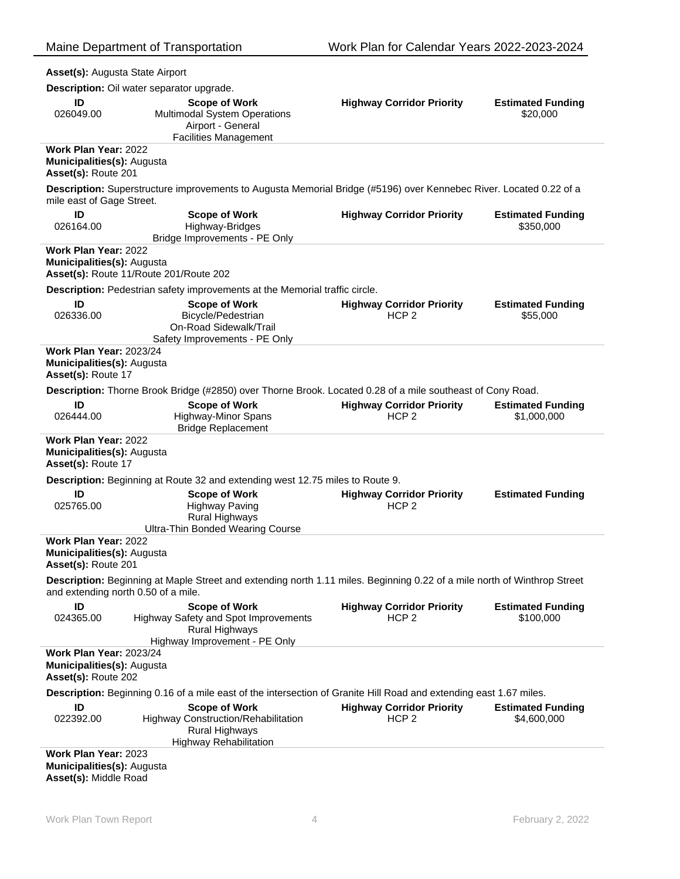**Asset(s):** Augusta State Airport

**Description:** Oil water separator upgrade.

| ID | Scope of Work | Highway Corridor Priority | Estimated Funding |
|---|---|---|---|
| 026049.00 | Multimodal System Operations<br>Airport - General<br>Facilities Management | | $20,000 |

**Work Plan Year:** 2022
**Municipalities(s):** Augusta
**Asset(s):** Route 201

**Description:** Superstructure improvements to Augusta Memorial Bridge (#5196) over Kennebec River. Located 0.22 of a mile east of Gage Street.

| ID | Scope of Work | Highway Corridor Priority | Estimated Funding |
|---|---|---|---|
| 026164.00 | Highway-Bridges<br>Bridge Improvements - PE Only | | $350,000 |

**Work Plan Year:** 2022
**Municipalities(s):** Augusta
**Asset(s):** Route 11/Route 201/Route 202

**Description:** Pedestrian safety improvements at the Memorial traffic circle.

| ID | Scope of Work | Highway Corridor Priority | Estimated Funding |
|---|---|---|---|
| 026336.00 | Bicycle/Pedestrian<br>On-Road Sidewalk/Trail<br>Safety Improvements - PE Only | HCP 2 | $55,000 |

**Work Plan Year:** 2023/24
**Municipalities(s):** Augusta
**Asset(s):** Route 17

**Description:** Thorne Brook Bridge (#2850) over Thorne Brook. Located 0.28 of a mile southeast of Cony Road.

| ID | Scope of Work | Highway Corridor Priority | Estimated Funding |
|---|---|---|---|
| 026444.00 | Highway-Minor Spans<br>Bridge Replacement | HCP 2 | $1,000,000 |

**Work Plan Year:** 2022
**Municipalities(s):** Augusta
**Asset(s):** Route 17

**Description:** Beginning at Route 32 and extending west 12.75 miles to Route 9.

| ID | Scope of Work | Highway Corridor Priority | Estimated Funding |
|---|---|---|---|
| 025765.00 | Highway Paving<br>Rural Highways<br>Ultra-Thin Bonded Wearing Course | HCP 2 | |

**Work Plan Year:** 2022
**Municipalities(s):** Augusta
**Asset(s):** Route 201

**Description:** Beginning at Maple Street and extending north 1.11 miles. Beginning 0.22 of a mile north of Winthrop Street and extending north 0.50 of a mile.

| ID | Scope of Work | Highway Corridor Priority | Estimated Funding |
|---|---|---|---|
| 024365.00 | Highway Safety and Spot Improvements<br>Rural Highways<br>Highway Improvement - PE Only | HCP 2 | $100,000 |

**Work Plan Year:** 2023/24
**Municipalities(s):** Augusta
**Asset(s):** Route 202

**Description:** Beginning 0.16 of a mile east of the intersection of Granite Hill Road and extending east 1.67 miles.

| ID | Scope of Work | Highway Corridor Priority | Estimated Funding |
|---|---|---|---|
| 022392.00 | Highway Construction/Rehabilitation<br>Rural Highways<br>Highway Rehabilitation | HCP 2 | $4,600,000 |

**Work Plan Year:** 2023
**Municipalities(s):** Augusta
**Asset(s):** Middle Road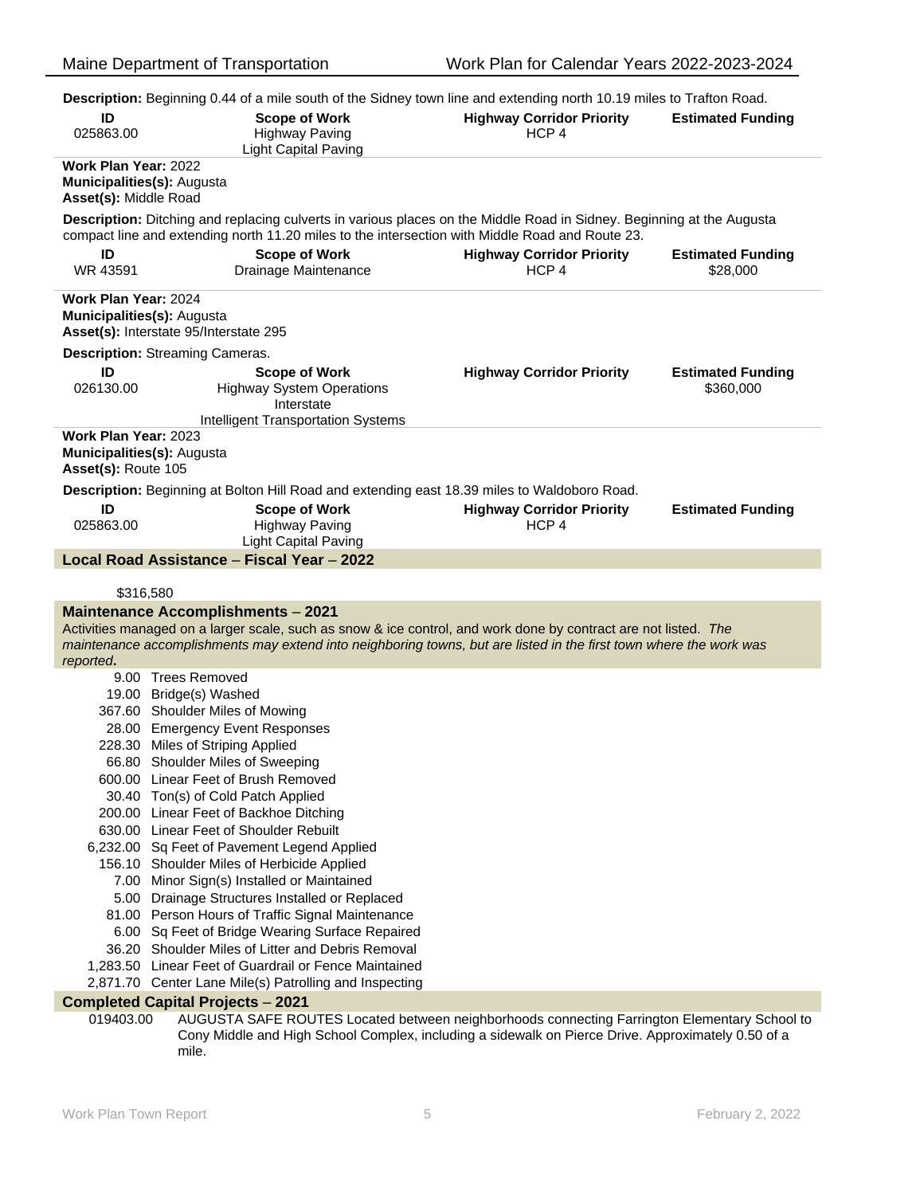**Description:** Beginning 0.44 of a mile south of the Sidney town line and extending north 10.19 miles to Trafton Road.

| ID | Scope of Work | Highway Corridor Priority | Estimated Funding |
|---|---|---|---|
| 025863.00 | Highway Paving<br>Light Capital Paving | HCP 4 | |

**Work Plan Year:** 2022
**Municipalities(s):** Augusta
**Asset(s):** Middle Road

**Description:** Ditching and replacing culverts in various places on the Middle Road in Sidney. Beginning at the Augusta compact line and extending north 11.20 miles to the intersection with Middle Road and Route 23.

| ID | Scope of Work | Highway Corridor Priority | Estimated Funding |
|---|---|---|---|
| WR 43591 | Drainage Maintenance | HCP 4 | $28,000 |

**Work Plan Year:** 2024
**Municipalities(s):** Augusta
**Asset(s):** Interstate 95/Interstate 295

**Description:** Streaming Cameras.

| ID | Scope of Work | Highway Corridor Priority | Estimated Funding |
|---|---|---|---|
| 026130.00 | Highway System Operations<br>Interstate<br>Intelligent Transportation Systems | | $360,000 |

**Work Plan Year:** 2023
**Municipalities(s):** Augusta
**Asset(s):** Route 105

**Description:** Beginning at Bolton Hill Road and extending east 18.39 miles to Waldoboro Road.

| ID | Scope of Work | Highway Corridor Priority | Estimated Funding |
|---|---|---|---|
| 025863.00 | Highway Paving<br>Light Capital Paving | HCP 4 | |

## Local Road Assistance – Fiscal Year – 2022

$316,580

## Maintenance Accomplishments – 2021

Activities managed on a larger scale, such as snow & ice control, and work done by contract are not listed. *The maintenance accomplishments may extend into neighboring towns, but are listed in the first town where the work was reported***.**

| | |
|---|---|
| 9.00 | Trees Removed |
| 19.00 | Bridge(s) Washed |
| 367.60 | Shoulder Miles of Mowing |
| 28.00 | Emergency Event Responses |
| 228.30 | Miles of Striping Applied |
| 66.80 | Shoulder Miles of Sweeping |
| 600.00 | Linear Feet of Brush Removed |
| 30.40 | Ton(s) of Cold Patch Applied |
| 200.00 | Linear Feet of Backhoe Ditching |
| 630.00 | Linear Feet of Shoulder Rebuilt |
| 6,232.00 | Sq Feet of Pavement Legend Applied |
| 156.10 | Shoulder Miles of Herbicide Applied |
| 7.00 | Minor Sign(s) Installed or Maintained |
| 5.00 | Drainage Structures Installed or Replaced |
| 81.00 | Person Hours of Traffic Signal Maintenance |
| 6.00 | Sq Feet of Bridge Wearing Surface Repaired |
| 36.20 | Shoulder Miles of Litter and Debris Removal |
| 1,283.50 | Linear Feet of Guardrail or Fence Maintained |
| 2,871.70 | Center Lane Mile(s) Patrolling and Inspecting |

## Completed Capital Projects – 2021

| | |
|---|---|
| 019403.00 | AUGUSTA SAFE ROUTES Located between neighborhoods connecting Farrington Elementary School to Cony Middle and High School Complex, including a sidewalk on Pierce Drive. Approximately 0.50 of a mile. |